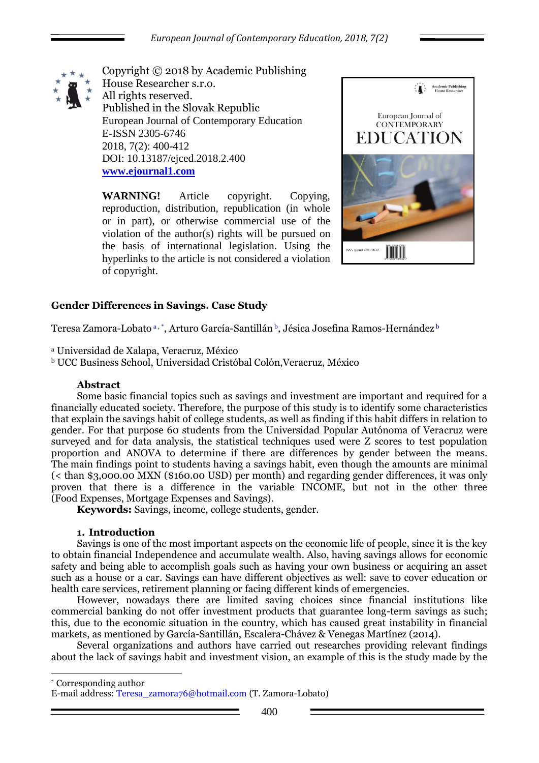Copyright © 2018 by Academic Publishing House Researcher s.r.o.
All rights reserved.
Published in the Slovak Republic
European Journal of Contemporary Education
E-ISSN 2305-6746
2018, 7(2): 400-412
DOI: 10.13187/ejced.2018.2.400
**www.ejournal1.com**

**WARNING!** Article copyright. Copying, reproduction, distribution, republication (in whole or in part), or otherwise commercial use of the violation of the author(s) rights will be pursued on the basis of international legislation. Using the hyperlinks to the article is not considered a violation of copyright.

# Gender Differences in Savings. Case Study

Teresa Zamora-Lobato [a, *], Arturo García-Santillán [b], Jésica Josefina Ramos-Hernández [b]

[a] Universidad de Xalapa, Veracruz, México
[b] UCC Business School, Universidad Cristóbal Colón,Veracruz, México

## Abstract

Some basic financial topics such as savings and investment are important and required for a financially educated society. Therefore, the purpose of this study is to identify some characteristics that explain the savings habit of college students, as well as finding if this habit differs in relation to gender. For that purpose 60 students from the Universidad Popular Autónoma of Veracruz were surveyed and for data analysis, the statistical techniques used were Z scores to test population proportion and ANOVA to determine if there are differences by gender between the means. The main findings point to students having a savings habit, even though the amounts are minimal (< than $3,000.00 MXN ($160.00 USD) per month) and regarding gender differences, it was only proven that there is a difference in the variable INCOME, but not in the other three (Food Expenses, Mortgage Expenses and Savings).

**Keywords:** Savings, income, college students, gender.

## 1. Introduction

Savings is one of the most important aspects on the economic life of people, since it is the key to obtain financial Independence and accumulate wealth. Also, having savings allows for economic safety and being able to accomplish goals such as having your own business or acquiring an asset such as a house or a car. Savings can have different objectives as well: save to cover education or health care services, retirement planning or facing different kinds of emergencies.

However, nowadays there are limited saving choices since financial institutions like commercial banking do not offer investment products that guarantee long-term savings as such; this, due to the economic situation in the country, which has caused great instability in financial markets, as mentioned by García-Santillán, Escalera-Chávez & Venegas Martínez (2014).

Several organizations and authors have carried out researches providing relevant findings about the lack of savings habit and investment vision, an example of this is the study made by the

---

* Corresponding author
E-mail address: Teresa_zamora76@hotmail.com (T. Zamora-Lobato)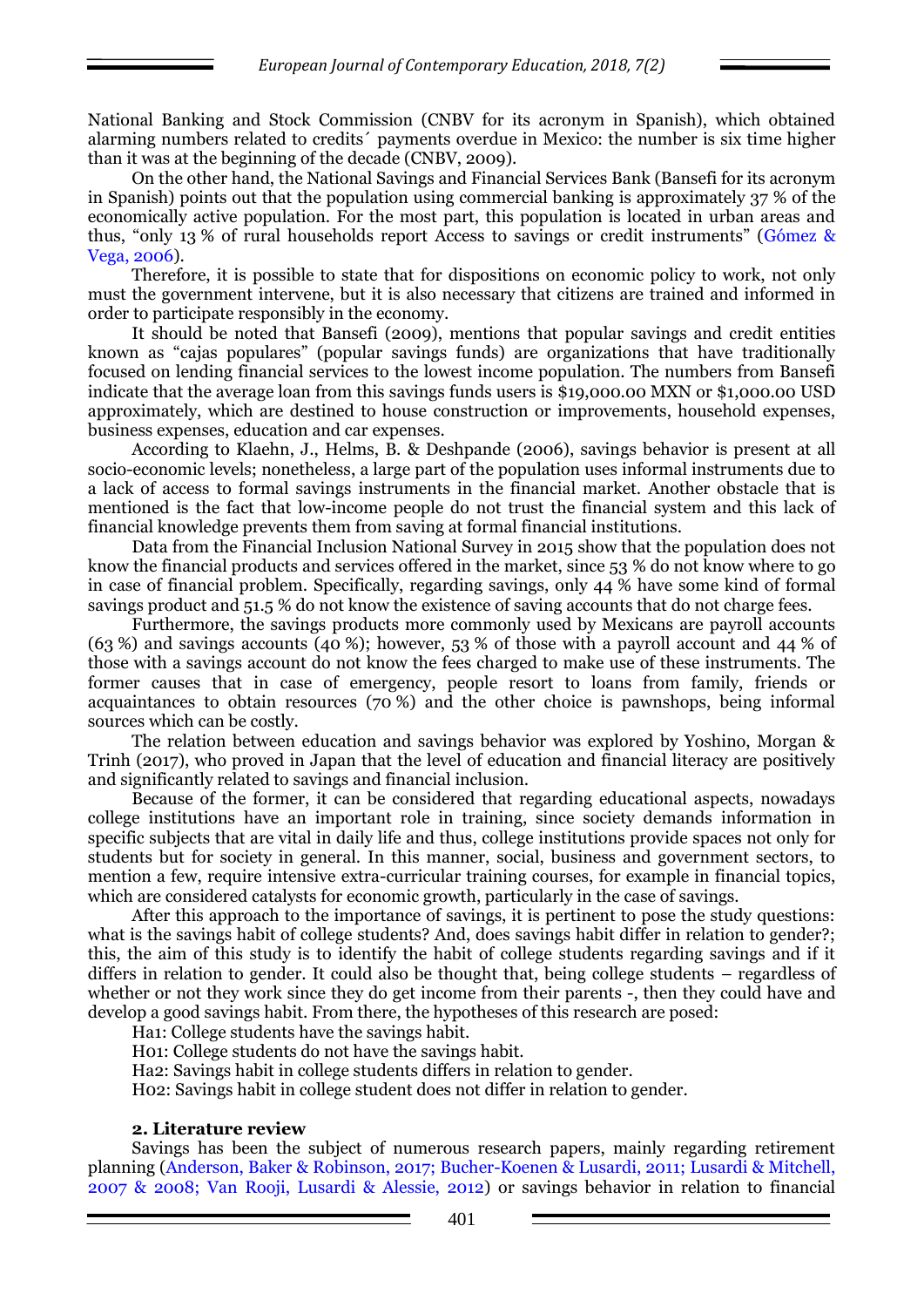National Banking and Stock Commission (CNBV for its acronym in Spanish), which obtained alarming numbers related to credits´ payments overdue in Mexico: the number is six time higher than it was at the beginning of the decade (CNBV, 2009).

On the other hand, the National Savings and Financial Services Bank (Bansefi for its acronym in Spanish) points out that the population using commercial banking is approximately 37 % of the economically active population. For the most part, this population is located in urban areas and thus, "only 13 % of rural households report Access to savings or credit instruments" (Gómez & Vega, 2006).

Therefore, it is possible to state that for dispositions on economic policy to work, not only must the government intervene, but it is also necessary that citizens are trained and informed in order to participate responsibly in the economy.

It should be noted that Bansefi (2009), mentions that popular savings and credit entities known as "cajas populares" (popular savings funds) are organizations that have traditionally focused on lending financial services to the lowest income population. The numbers from Bansefi indicate that the average loan from this savings funds users is $19,000.00 MXN or $1,000.00 USD approximately, which are destined to house construction or improvements, household expenses, business expenses, education and car expenses.

According to Klaehn, J., Helms, B. & Deshpande (2006), savings behavior is present at all socio-economic levels; nonetheless, a large part of the population uses informal instruments due to a lack of access to formal savings instruments in the financial market. Another obstacle that is mentioned is the fact that low-income people do not trust the financial system and this lack of financial knowledge prevents them from saving at formal financial institutions.

Data from the Financial Inclusion National Survey in 2015 show that the population does not know the financial products and services offered in the market, since 53 % do not know where to go in case of financial problem. Specifically, regarding savings, only 44 % have some kind of formal savings product and 51.5 % do not know the existence of saving accounts that do not charge fees.

Furthermore, the savings products more commonly used by Mexicans are payroll accounts (63 %) and savings accounts (40 %); however, 53 % of those with a payroll account and 44 % of those with a savings account do not know the fees charged to make use of these instruments. The former causes that in case of emergency, people resort to loans from family, friends or acquaintances to obtain resources (70 %) and the other choice is pawnshops, being informal sources which can be costly.

The relation between education and savings behavior was explored by Yoshino, Morgan & Trinh (2017), who proved in Japan that the level of education and financial literacy are positively and significantly related to savings and financial inclusion.

Because of the former, it can be considered that regarding educational aspects, nowadays college institutions have an important role in training, since society demands information in specific subjects that are vital in daily life and thus, college institutions provide spaces not only for students but for society in general. In this manner, social, business and government sectors, to mention a few, require intensive extra-curricular training courses, for example in financial topics, which are considered catalysts for economic growth, particularly in the case of savings.

After this approach to the importance of savings, it is pertinent to pose the study questions: what is the savings habit of college students? And, does savings habit differ in relation to gender?; this, the aim of this study is to identify the habit of college students regarding savings and if it differs in relation to gender. It could also be thought that, being college students – regardless of whether or not they work since they do get income from their parents -, then they could have and develop a good savings habit. From there, the hypotheses of this research are posed:

Ha1: College students have the savings habit.

H01: College students do not have the savings habit.

Ha2: Savings habit in college students differs in relation to gender.

H02: Savings habit in college student does not differ in relation to gender.

## 2. Literature review

Savings has been the subject of numerous research papers, mainly regarding retirement planning (Anderson, Baker & Robinson, 2017; Bucher-Koenen & Lusardi, 2011; Lusardi & Mitchell, 2007 & 2008; Van Rooji, Lusardi & Alessie, 2012) or savings behavior in relation to financial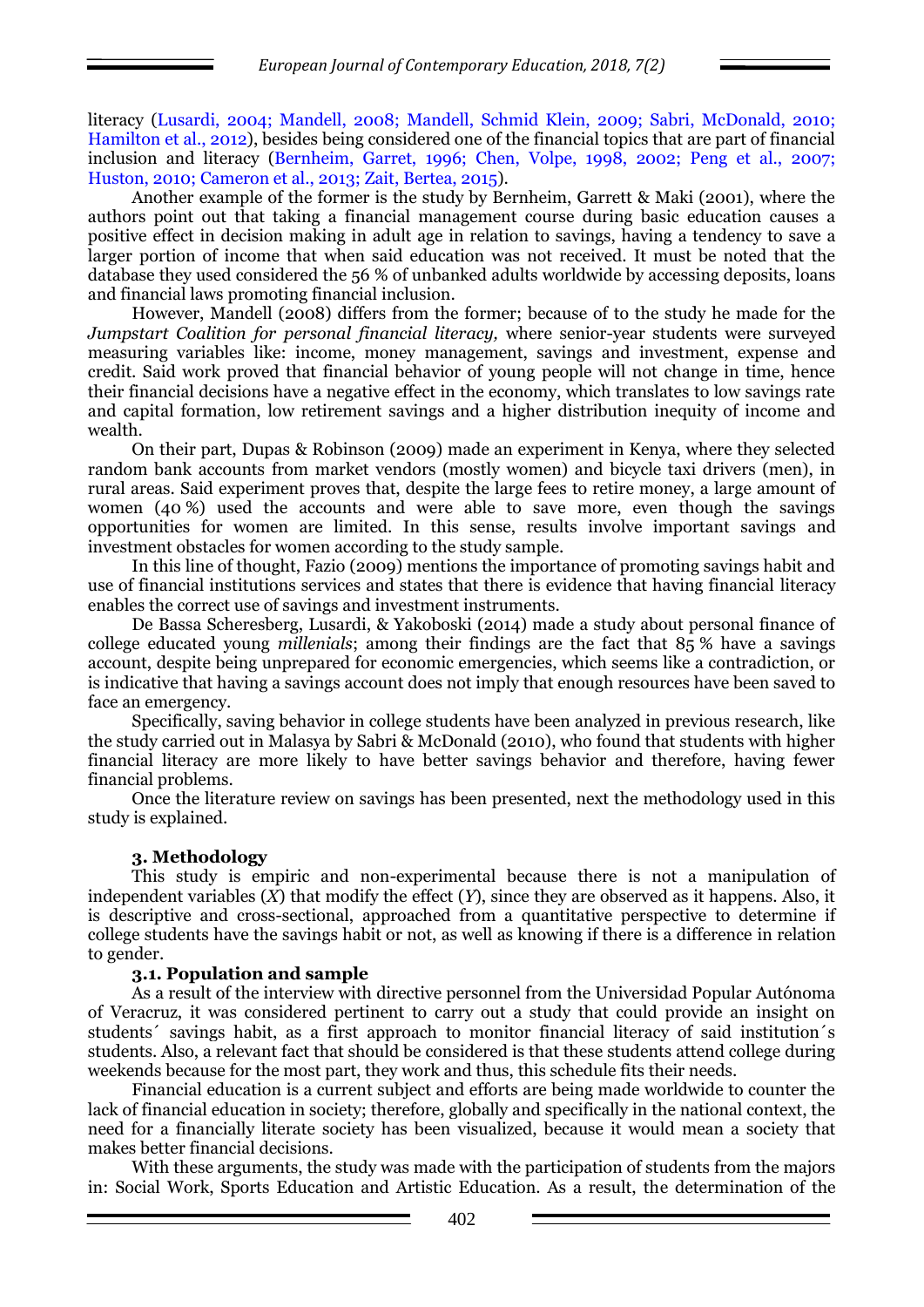literacy (Lusardi, 2004; Mandell, 2008; Mandell, Schmid Klein, 2009; Sabri, McDonald, 2010; Hamilton et al., 2012), besides being considered one of the financial topics that are part of financial inclusion and literacy (Bernheim, Garret, 1996; Chen, Volpe, 1998, 2002; Peng et al., 2007; Huston, 2010; Cameron et al., 2013; Zait, Bertea, 2015).

Another example of the former is the study by Bernheim, Garrett & Maki (2001), where the authors point out that taking a financial management course during basic education causes a positive effect in decision making in adult age in relation to savings, having a tendency to save a larger portion of income that when said education was not received. It must be noted that the database they used considered the 56 % of unbanked adults worldwide by accessing deposits, loans and financial laws promoting financial inclusion.

However, Mandell (2008) differs from the former; because of to the study he made for the *Jumpstart Coalition for personal financial literacy,* where senior-year students were surveyed measuring variables like: income, money management, savings and investment, expense and credit. Said work proved that financial behavior of young people will not change in time, hence their financial decisions have a negative effect in the economy, which translates to low savings rate and capital formation, low retirement savings and a higher distribution inequity of income and wealth.

On their part, Dupas & Robinson (2009) made an experiment in Kenya, where they selected random bank accounts from market vendors (mostly women) and bicycle taxi drivers (men), in rural areas. Said experiment proves that, despite the large fees to retire money, a large amount of women (40 %) used the accounts and were able to save more, even though the savings opportunities for women are limited. In this sense, results involve important savings and investment obstacles for women according to the study sample.

In this line of thought, Fazio (2009) mentions the importance of promoting savings habit and use of financial institutions services and states that there is evidence that having financial literacy enables the correct use of savings and investment instruments.

De Bassa Scheresberg, Lusardi, & Yakoboski (2014) made a study about personal finance of college educated young *millenials*; among their findings are the fact that 85 % have a savings account, despite being unprepared for economic emergencies, which seems like a contradiction, or is indicative that having a savings account does not imply that enough resources have been saved to face an emergency.

Specifically, saving behavior in college students have been analyzed in previous research, like the study carried out in Malasya by Sabri & McDonald (2010), who found that students with higher financial literacy are more likely to have better savings behavior and therefore, having fewer financial problems.

Once the literature review on savings has been presented, next the methodology used in this study is explained.

## 3. Methodology

This study is empiric and non-experimental because there is not a manipulation of independent variables ($X$) that modify the effect ($Y$), since they are observed as it happens. Also, it is descriptive and cross-sectional, approached from a quantitative perspective to determine if college students have the savings habit or not, as well as knowing if there is a difference in relation to gender.

### 3.1. Population and sample

As a result of the interview with directive personnel from the Universidad Popular Autónoma of Veracruz, it was considered pertinent to carry out a study that could provide an insight on students´ savings habit, as a first approach to monitor financial literacy of said institution´s students. Also, a relevant fact that should be considered is that these students attend college during weekends because for the most part, they work and thus, this schedule fits their needs.

Financial education is a current subject and efforts are being made worldwide to counter the lack of financial education in society; therefore, globally and specifically in the national context, the need for a financially literate society has been visualized, because it would mean a society that makes better financial decisions.

With these arguments, the study was made with the participation of students from the majors in: Social Work, Sports Education and Artistic Education. As a result, the determination of the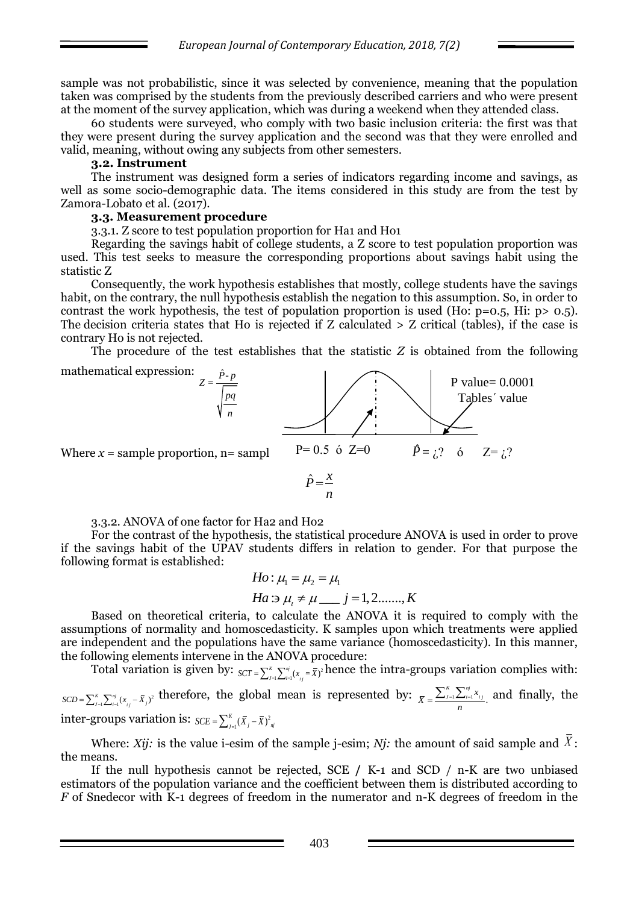sample was not probabilistic, since it was selected by convenience, meaning that the population taken was comprised by the students from the previously described carriers and who were present at the moment of the survey application, which was during a weekend when they attended class.

60 students were surveyed, who comply with two basic inclusion criteria: the first was that they were present during the survey application and the second was that they were enrolled and valid, meaning, without owing any subjects from other semesters.

**3.2. Instrument**

The instrument was designed form a series of indicators regarding income and savings, as well as some socio-demographic data. The items considered in this study are from the test by Zamora-Lobato et al. (2017).

**3.3. Measurement procedure**

3.3.1. Z score to test population proportion for Ha1 and Ho1

Regarding the savings habit of college students, a Z score to test population proportion was used. This test seeks to measure the corresponding proportions about savings habit using the statistic Z

Consequently, the work hypothesis establishes that mostly, college students have the savings habit, on the contrary, the null hypothesis establish the negation to this assumption. So, in order to contrast the work hypothesis, the test of population proportion is used (Ho: p=0.5, Hi: p> 0.5). The decision criteria states that Ho is rejected if Z calculated > Z critical (tables), if the case is contrary Ho is not rejected.

The procedure of the test establishes that the statistic *Z* is obtained from the following mathematical expression:

$$Z = \frac{\hat{P} - p}{\sqrt{\frac{pq}{n}}}$$

P value= 0.0001

Tables´ value

P= 0.5 ó Z=0 $\hat{P}$ = ¿? ó Z= ¿?

Where *x* = sample proportion, n= sampl

$$\hat{P} = \frac{x}{n}$$

3.3.2. ANOVA of one factor for Ha2 and Ho2

For the contrast of the hypothesis, the statistical procedure ANOVA is used in order to prove if the savings habit of the UPAV students differs in relation to gender. For that purpose the following format is established:

$$Ho: \mu_1 = \mu_2 = \mu_1$$

$$Ha: \exists\ \mu_t \neq \mu \_\_\_\ j = 1, 2 \ldots\ldots., K$$

Based on theoretical criteria, to calculate the ANOVA it is required to comply with the assumptions of normality and homoscedasticity. K samples upon which treatments were applied are independent and the populations have the same variance (homoscedasticity). In this manner, the following elements intervene in the ANOVA procedure:

Total variation is given by: $SCT = \sum_{J=1}^{K} \sum_{i=1}^{nj} (x_{ij} = \bar{X})^2$ hence the intra-groups variation complies with: $SCD = \sum_{J=1}^{K} \sum_{i=1}^{nj} (x_{ij} - \bar{X}_j)^2$ therefore, the global mean is represented by: $\bar{X} = \frac{\sum_{J=1}^{K} \sum_{i=1}^{nj} x_{ij}}{n}$. and finally, the inter-groups variation is: $SCE = \sum_{J=1}^{K} (\bar{X}_j - \bar{X})^2_{nj}$

Where: *Xij:* is the value i-esim of the sample j-esim; *Nj:* the amount of said sample and $\bar{X}$: the means.

If the null hypothesis cannot be rejected, SCE / K-1 and SCD / n-K are two unbiased estimators of the population variance and the coefficient between them is distributed according to *F* of Snedecor with K-1 degrees of freedom in the numerator and n-K degrees of freedom in the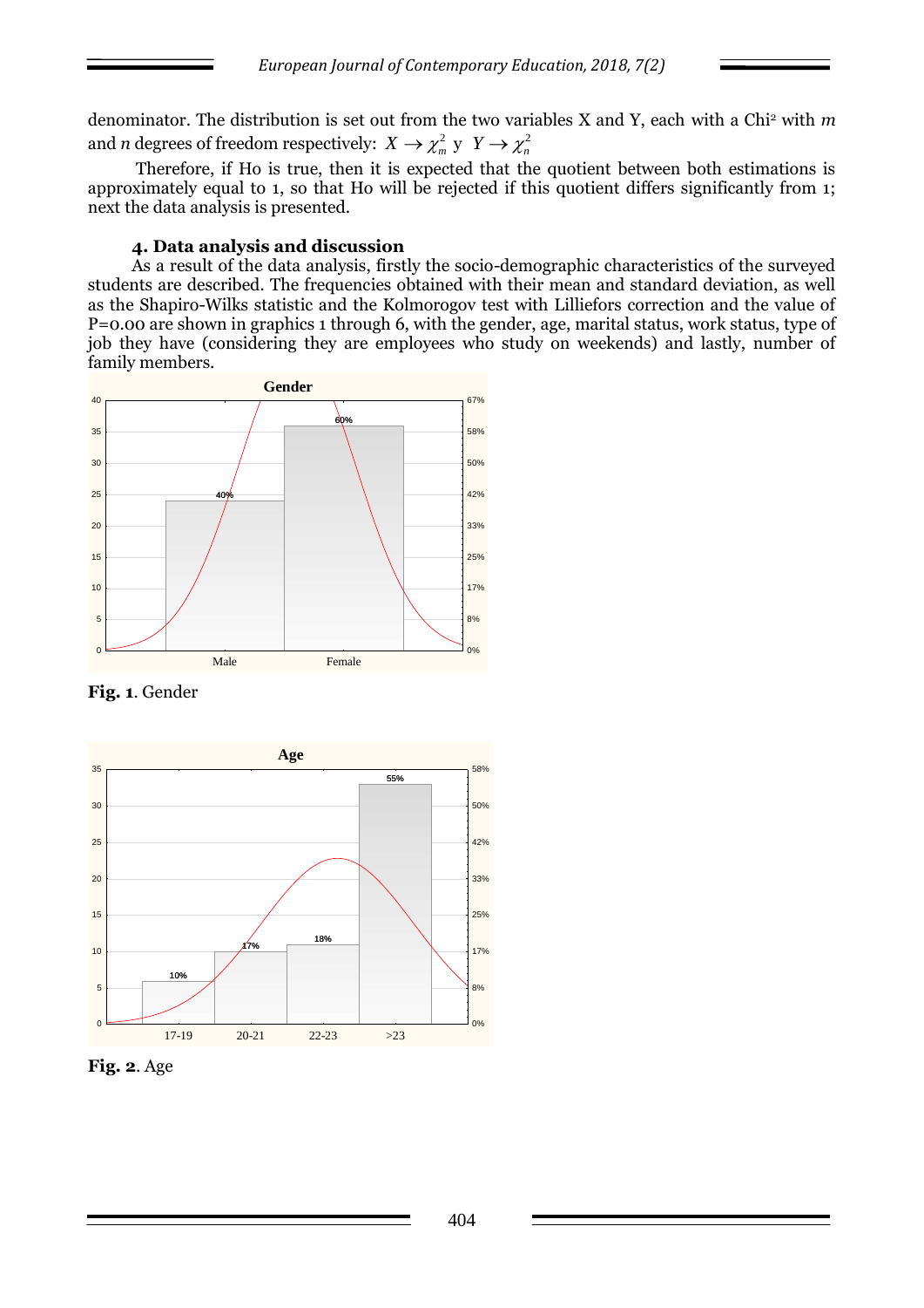denominator. The distribution is set out from the two variables X and Y, each with a Chi² with *m* and *n* degrees of freedom respectively: $X \rightarrow \chi^2_m$ y $Y \rightarrow \chi^2_n$

Therefore, if Ho is true, then it is expected that the quotient between both estimations is approximately equal to 1, so that Ho will be rejected if this quotient differs significantly from 1; next the data analysis is presented.

## 4. Data analysis and discussion

As a result of the data analysis, firstly the socio-demographic characteristics of the surveyed students are described. The frequencies obtained with their mean and standard deviation, as well as the Shapiro-Wilks statistic and the Kolmorogov test with Lilliefors correction and the value of P=0.00 are shown in graphics 1 through 6, with the gender, age, marital status, work status, type of job they have (considering they are employees who study on weekends) and lastly, number of family members.

**Fig. 1**. Gender

**Fig. 2**. Age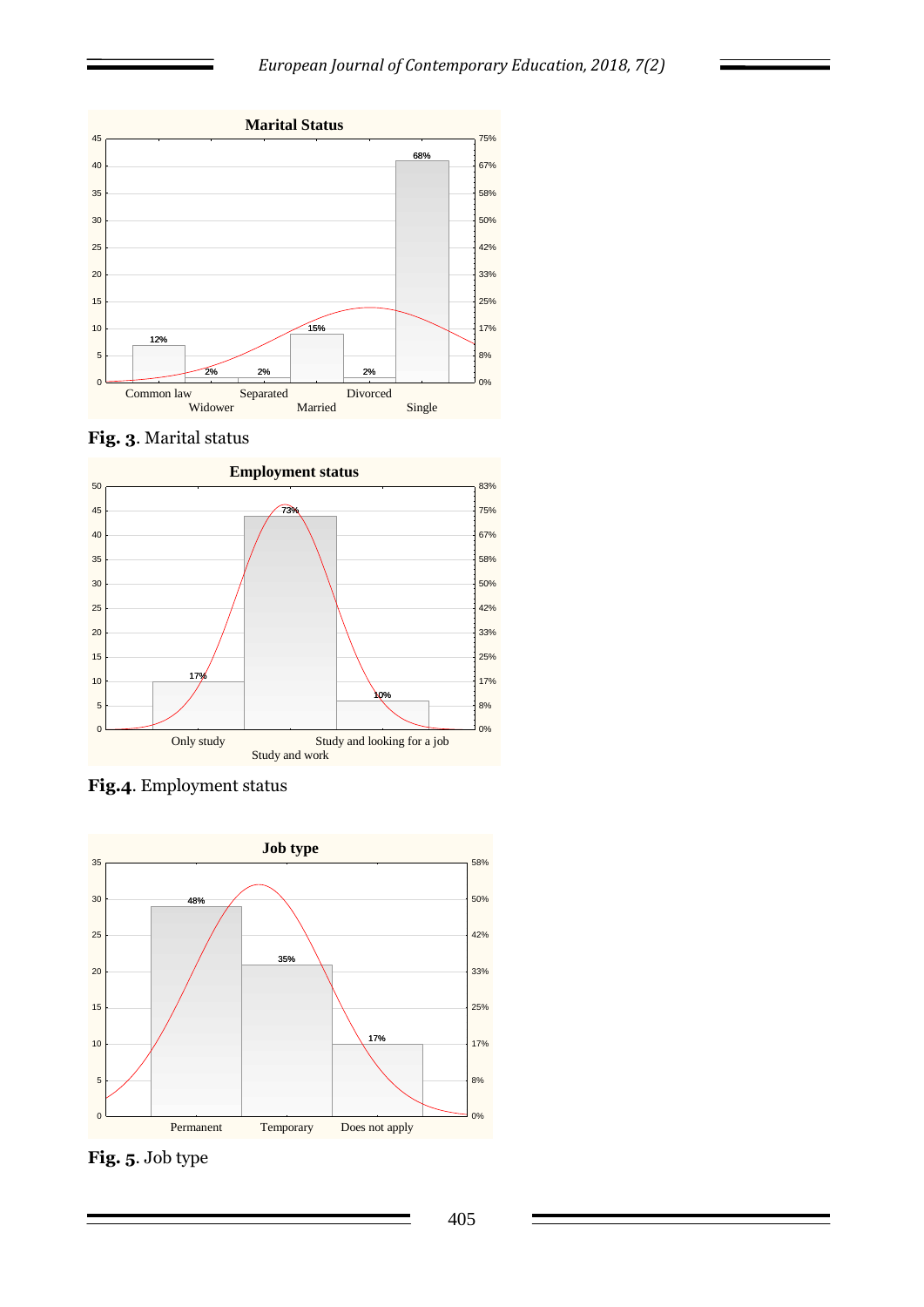**Fig. 3**. Marital status

**Fig.4**. Employment status

**Fig. 5**. Job type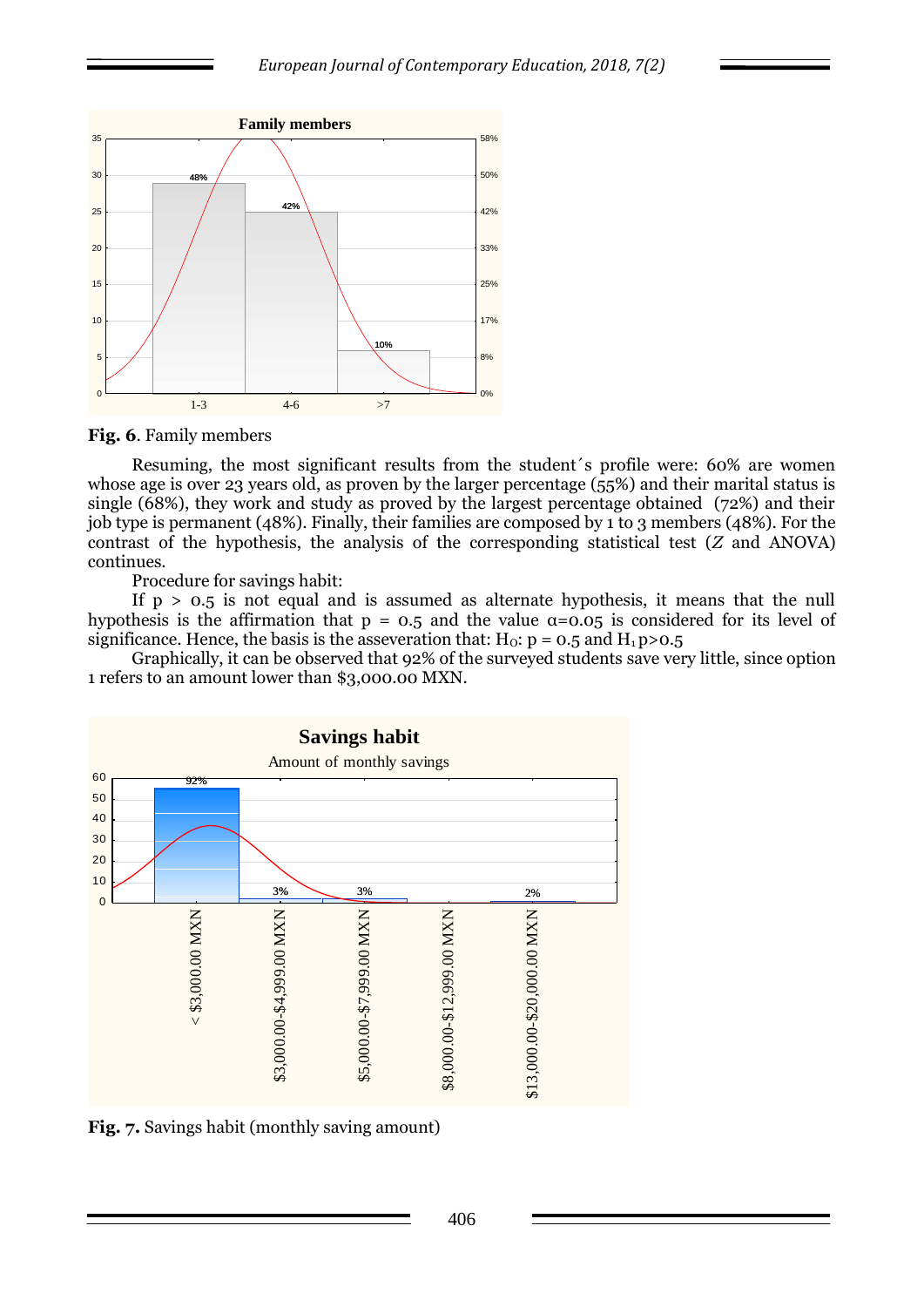**Fig. 6**. Family members

Resuming, the most significant results from the student´s profile were: 60% are women whose age is over 23 years old, as proven by the larger percentage (55%) and their marital status is single (68%), they work and study as proved by the largest percentage obtained (72%) and their job type is permanent (48%). Finally, their families are composed by 1 to 3 members (48%). For the contrast of the hypothesis, the analysis of the corresponding statistical test (*Z* and ANOVA) continues.

Procedure for savings habit:

If $p > 0.5$ is not equal and is assumed as alternate hypothesis, it means that the null hypothesis is the affirmation that $p = 0.5$ and the value $\alpha=0.05$ is considered for its level of significance. Hence, the basis is the asseveration that: $H_0$: $p = 0.5$ and $H_1$ $p>0.5$

Graphically, it can be observed that 92% of the surveyed students save very little, since option 1 refers to an amount lower than $3,000.00 MXN.

**Fig. 7.** Savings habit (monthly saving amount)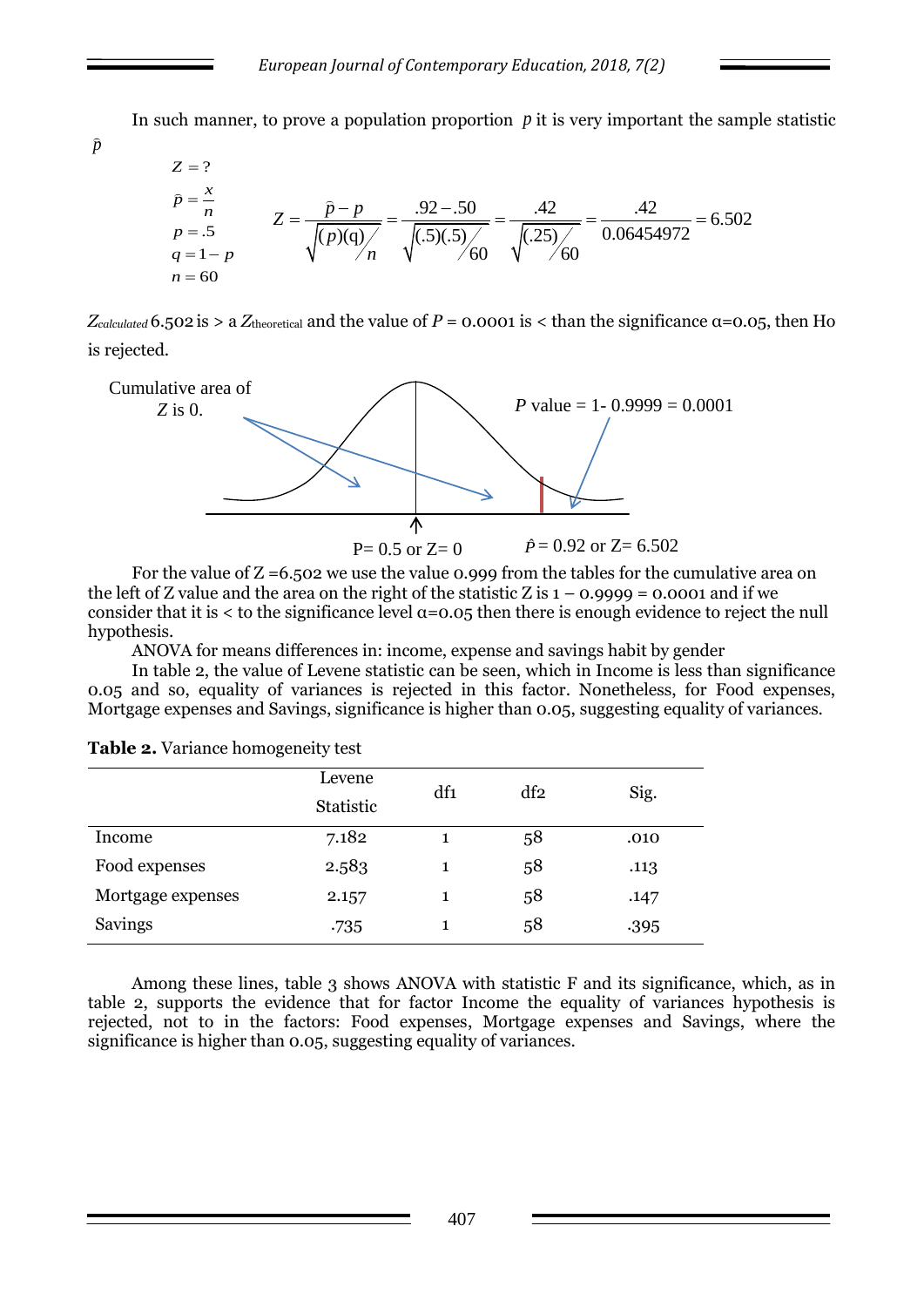In such manner, to prove a population proportion $p$ it is very important the sample statistic $\bar{p}$

$$Z = ?$$
$$\bar{p} = \frac{x}{n}$$
$$p = .5$$
$$q = 1 - p$$
$$n = 60$$

$$Z = \frac{\bar{p} - p}{\sqrt{(p)(q)/n}} = \frac{.92 - .50}{\sqrt{(.5)(.5)/60}} = \frac{.42}{\sqrt{(.25)/60}} = \frac{.42}{0.06454972} = 6.502$$

$Z_{calculated}$ 6.502 is > a $Z_{\text{theoretical}}$ and the value of $P$ = 0.0001 is < than the significance α=0.05, then Ho is rejected.

Cumulative area of $Z$ is 0.

$P$ value = 1- 0.9999 = 0.0001

P= 0.5 or Z= 0

$\hat{P}$ = 0.92 or Z= 6.502

For the value of Z =6.502 we use the value 0.999 from the tables for the cumulative area on the left of Z value and the area on the right of the statistic Z is 1 – 0.9999 = 0.0001 and if we consider that it is < to the significance level α=0.05 then there is enough evidence to reject the null hypothesis.

ANOVA for means differences in: income, expense and savings habit by gender

In table 2, the value of Levene statistic can be seen, which in Income is less than significance 0.05 and so, equality of variances is rejected in this factor. Nonetheless, for Food expenses, Mortgage expenses and Savings, significance is higher than 0.05, suggesting equality of variances.

**Table 2.** Variance homogeneity test

| | Levene Statistic | df1 | df2 | Sig. |
|---|---|---|---|---|
| Income | 7.182 | 1 | 58 | .010 |
| Food expenses | 2.583 | 1 | 58 | .113 |
| Mortgage expenses | 2.157 | 1 | 58 | .147 |
| Savings | .735 | 1 | 58 | .395 |

Among these lines, table 3 shows ANOVA with statistic F and its significance, which, as in table 2, supports the evidence that for factor Income the equality of variances hypothesis is rejected, not to in the factors: Food expenses, Mortgage expenses and Savings, where the significance is higher than 0.05, suggesting equality of variances.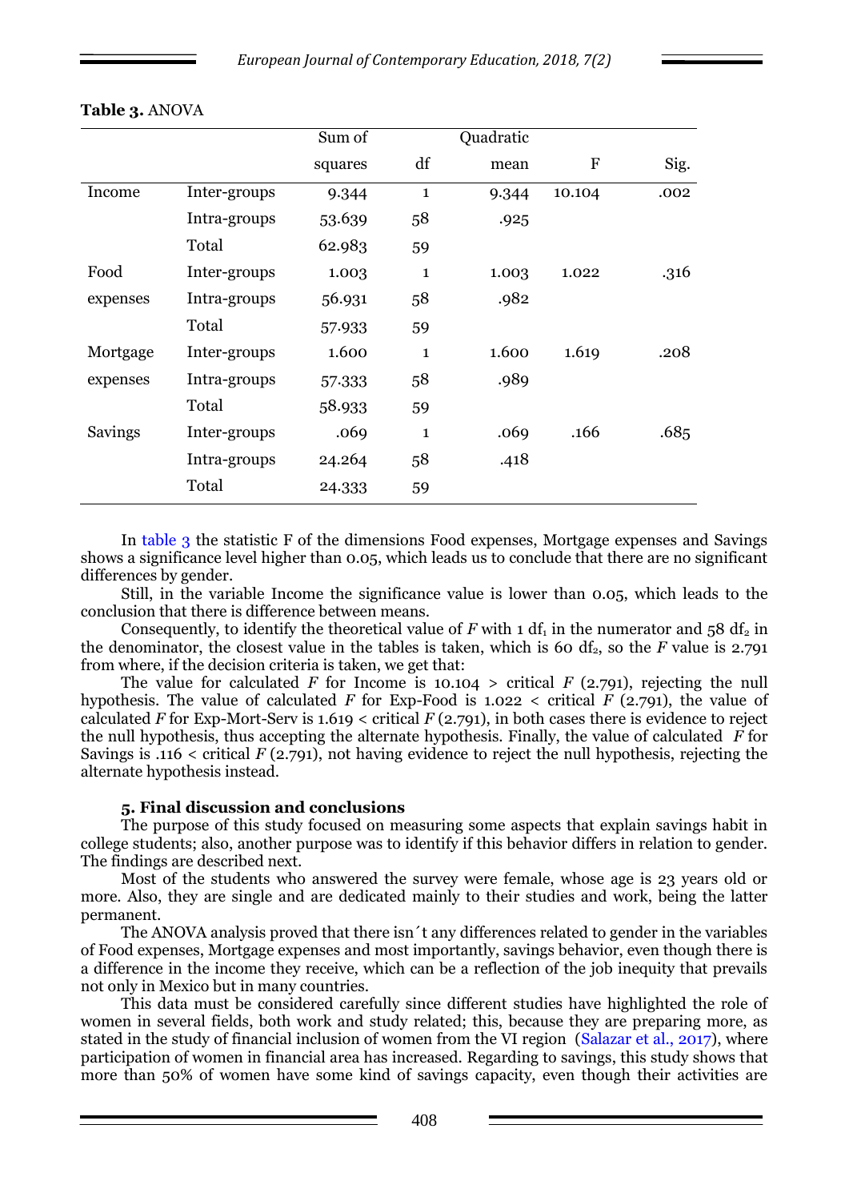**Table 3.** ANOVA

| | | Sum of squares | df | Quadratic mean | F | Sig. |
|---|---|---|---|---|---|---|
| Income | Inter-groups | 9.344 | 1 | 9.344 | 10.104 | .002 |
| | Intra-groups | 53.639 | 58 | .925 | | |
| | Total | 62.983 | 59 | | | |
| Food expenses | Inter-groups | 1.003 | 1 | 1.003 | 1.022 | .316 |
| | Intra-groups | 56.931 | 58 | .982 | | |
| | Total | 57.933 | 59 | | | |
| Mortgage expenses | Inter-groups | 1.600 | 1 | 1.600 | 1.619 | .208 |
| | Intra-groups | 57.333 | 58 | .989 | | |
| | Total | 58.933 | 59 | | | |
| Savings | Inter-groups | .069 | 1 | .069 | .166 | .685 |
| | Intra-groups | 24.264 | 58 | .418 | | |
| | Total | 24.333 | 59 | | | |

In table 3 the statistic F of the dimensions Food expenses, Mortgage expenses and Savings shows a significance level higher than 0.05, which leads us to conclude that there are no significant differences by gender.

Still, in the variable Income the significance value is lower than 0.05, which leads to the conclusion that there is difference between means.

Consequently, to identify the theoretical value of *F* with 1 $df_1$ in the numerator and 58 $df_2$ in the denominator, the closest value in the tables is taken, which is 60 $df_2$, so the *F* value is 2.791 from where, if the decision criteria is taken, we get that:

The value for calculated *F* for Income is 10.104 > critical *F* (2.791), rejecting the null hypothesis. The value of calculated *F* for Exp-Food is 1.022 < critical *F* (2.791), the value of calculated *F* for Exp-Mort-Serv is 1.619 < critical *F* (2.791), in both cases there is evidence to reject the null hypothesis, thus accepting the alternate hypothesis. Finally, the value of calculated *F* for Savings is .116 < critical *F* (2.791), not having evidence to reject the null hypothesis, rejecting the alternate hypothesis instead.

## 5. Final discussion and conclusions

The purpose of this study focused on measuring some aspects that explain savings habit in college students; also, another purpose was to identify if this behavior differs in relation to gender. The findings are described next.

Most of the students who answered the survey were female, whose age is 23 years old or more. Also, they are single and are dedicated mainly to their studies and work, being the latter permanent.

The ANOVA analysis proved that there isn´t any differences related to gender in the variables of Food expenses, Mortgage expenses and most importantly, savings behavior, even though there is a difference in the income they receive, which can be a reflection of the job inequity that prevails not only in Mexico but in many countries.

This data must be considered carefully since different studies have highlighted the role of women in several fields, both work and study related; this, because they are preparing more, as stated in the study of financial inclusion of women from the VI region (Salazar et al., 2017), where participation of women in financial area has increased. Regarding to savings, this study shows that more than 50% of women have some kind of savings capacity, even though their activities are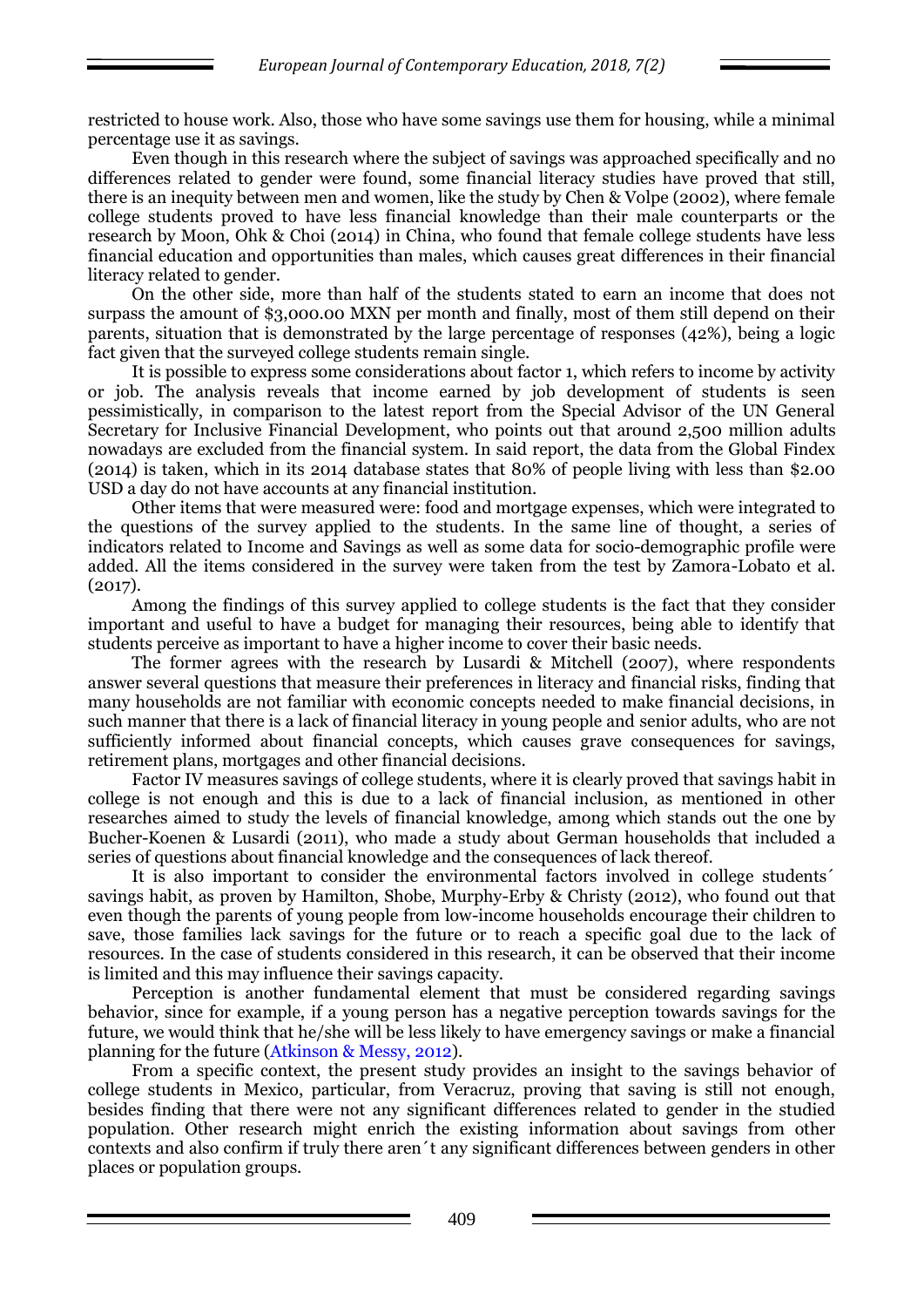restricted to house work. Also, those who have some savings use them for housing, while a minimal percentage use it as savings.

Even though in this research where the subject of savings was approached specifically and no differences related to gender were found, some financial literacy studies have proved that still, there is an inequity between men and women, like the study by Chen & Volpe (2002), where female college students proved to have less financial knowledge than their male counterparts or the research by Moon, Ohk & Choi (2014) in China, who found that female college students have less financial education and opportunities than males, which causes great differences in their financial literacy related to gender.

On the other side, more than half of the students stated to earn an income that does not surpass the amount of $3,000.00 MXN per month and finally, most of them still depend on their parents, situation that is demonstrated by the large percentage of responses (42%), being a logic fact given that the surveyed college students remain single.

It is possible to express some considerations about factor 1, which refers to income by activity or job. The analysis reveals that income earned by job development of students is seen pessimistically, in comparison to the latest report from the Special Advisor of the UN General Secretary for Inclusive Financial Development, who points out that around 2,500 million adults nowadays are excluded from the financial system. In said report, the data from the Global Findex (2014) is taken, which in its 2014 database states that 80% of people living with less than $2.00 USD a day do not have accounts at any financial institution.

Other items that were measured were: food and mortgage expenses, which were integrated to the questions of the survey applied to the students. In the same line of thought, a series of indicators related to Income and Savings as well as some data for socio-demographic profile were added. All the items considered in the survey were taken from the test by Zamora-Lobato et al. (2017).

Among the findings of this survey applied to college students is the fact that they consider important and useful to have a budget for managing their resources, being able to identify that students perceive as important to have a higher income to cover their basic needs.

The former agrees with the research by Lusardi & Mitchell (2007), where respondents answer several questions that measure their preferences in literacy and financial risks, finding that many households are not familiar with economic concepts needed to make financial decisions, in such manner that there is a lack of financial literacy in young people and senior adults, who are not sufficiently informed about financial concepts, which causes grave consequences for savings, retirement plans, mortgages and other financial decisions.

Factor IV measures savings of college students, where it is clearly proved that savings habit in college is not enough and this is due to a lack of financial inclusion, as mentioned in other researches aimed to study the levels of financial knowledge, among which stands out the one by Bucher-Koenen & Lusardi (2011), who made a study about German households that included a series of questions about financial knowledge and the consequences of lack thereof.

It is also important to consider the environmental factors involved in college students´ savings habit, as proven by Hamilton, Shobe, Murphy-Erby & Christy (2012), who found out that even though the parents of young people from low-income households encourage their children to save, those families lack savings for the future or to reach a specific goal due to the lack of resources. In the case of students considered in this research, it can be observed that their income is limited and this may influence their savings capacity.

Perception is another fundamental element that must be considered regarding savings behavior, since for example, if a young person has a negative perception towards savings for the future, we would think that he/she will be less likely to have emergency savings or make a financial planning for the future (Atkinson & Messy, 2012).

From a specific context, the present study provides an insight to the savings behavior of college students in Mexico, particular, from Veracruz, proving that saving is still not enough, besides finding that there were not any significant differences related to gender in the studied population. Other research might enrich the existing information about savings from other contexts and also confirm if truly there aren´t any significant differences between genders in other places or population groups.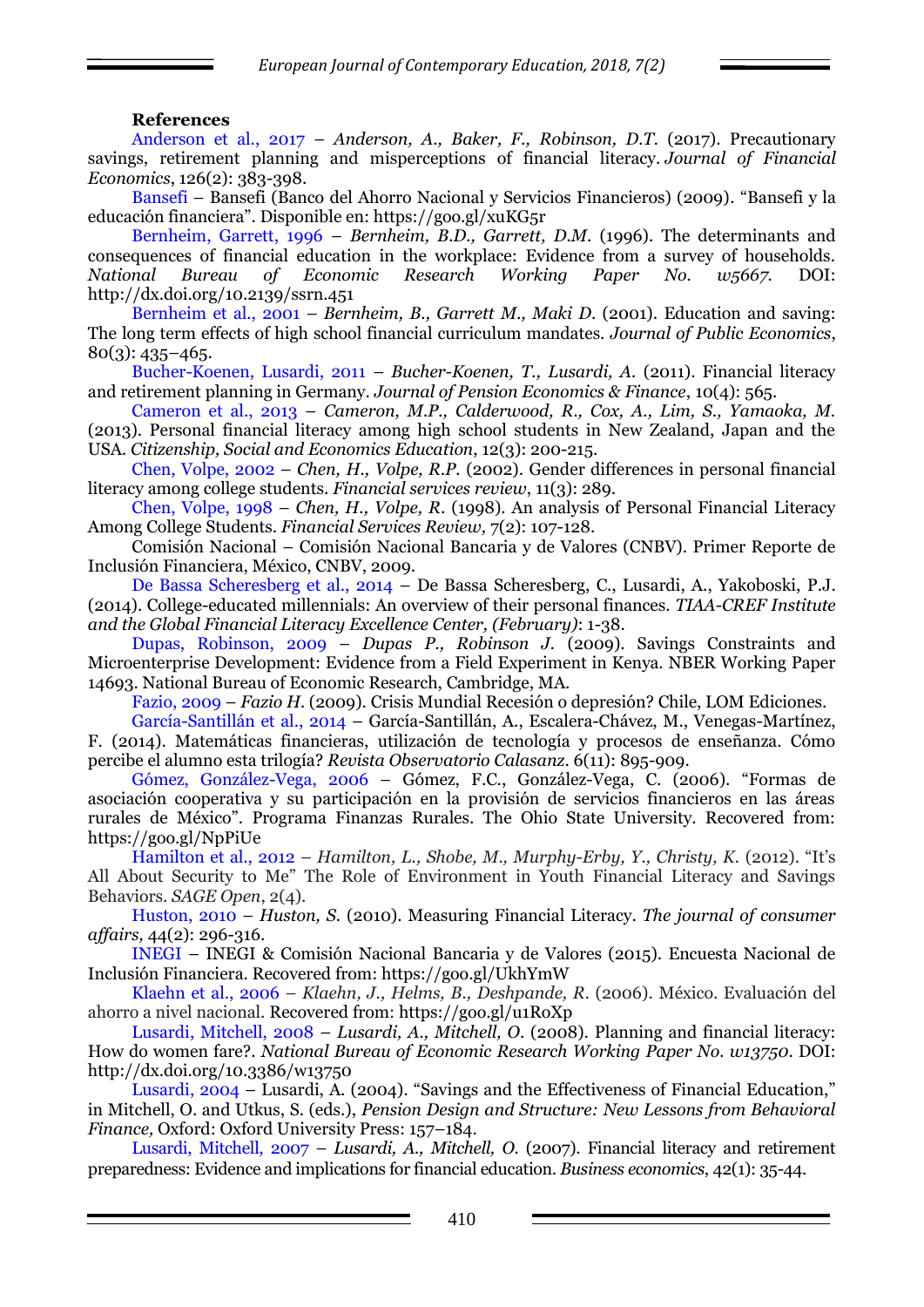**References**

Anderson et al., 2017 – *Anderson, A., Baker, F., Robinson, D.T.* (2017). Precautionary savings, retirement planning and misperceptions of financial literacy. *Journal of Financial Economics*, 126(2): 383-398.

Bansefi – Bansefi (Banco del Ahorro Nacional y Servicios Financieros) (2009). "Bansefi y la educación financiera". Disponible en: https://goo.gl/xuKG5r

Bernheim, Garrett, 1996 – *Bernheim, B.D., Garrett, D.M.* (1996). The determinants and consequences of financial education in the workplace: Evidence from a survey of households. *National Bureau of Economic Research Working Paper No. w5667.* DOI: http://dx.doi.org/10.2139/ssrn.451

Bernheim et al., 2001 – *Bernheim, B., Garrett M., Maki D.* (2001). Education and saving: The long term effects of high school financial curriculum mandates. *Journal of Public Economics*, 80(3): 435–465.

Bucher-Koenen, Lusardi, 2011 – *Bucher-Koenen, T., Lusardi, A.* (2011). Financial literacy and retirement planning in Germany. *Journal of Pension Economics & Finance*, 10(4): 565.

Cameron et al., 2013 – *Cameron, M.P., Calderwood, R., Cox, A., Lim, S., Yamaoka, M.* (2013). Personal financial literacy among high school students in New Zealand, Japan and the USA. *Citizenship, Social and Economics Education*, 12(3): 200-215.

Chen, Volpe, 2002 – *Chen, H., Volpe, R.P.* (2002). Gender differences in personal financial literacy among college students. *Financial services review*, 11(3): 289.

Chen, Volpe, 1998 – *Chen, H., Volpe, R.* (1998). An analysis of Personal Financial Literacy Among College Students. *Financial Services Review,* 7(2): 107-128.

Comisión Nacional – Comisión Nacional Bancaria y de Valores (CNBV). Primer Reporte de Inclusión Financiera, México, CNBV, 2009.

De Bassa Scheresberg et al., 2014 – De Bassa Scheresberg, C., Lusardi, A., Yakoboski, P.J. (2014). College-educated millennials: An overview of their personal finances. *TIAA-CREF Institute and the Global Financial Literacy Excellence Center, (February)*: 1-38.

Dupas, Robinson, 2009 – *Dupas P., Robinson J.* (2009). Savings Constraints and Microenterprise Development: Evidence from a Field Experiment in Kenya. NBER Working Paper 14693. National Bureau of Economic Research, Cambridge, MA.

Fazio, 2009 – *Fazio H.* (2009). Crisis Mundial Recesión o depresión? Chile, LOM Ediciones.

García-Santillán et al., 2014 – García-Santillán, A., Escalera-Chávez, M., Venegas-Martínez, F. (2014). Matemáticas financieras, utilización de tecnología y procesos de enseñanza. Cómo percibe el alumno esta trilogía? *Revista Observatorio Calasanz*. 6(11): 895-909.

Gómez, González-Vega, 2006 – Gómez, F.C., González-Vega, C. (2006). "Formas de asociación cooperativa y su participación en la provisión de servicios financieros en las áreas rurales de México". Programa Finanzas Rurales. The Ohio State University. Recovered from: https://goo.gl/NpPiUe

Hamilton et al., 2012 – *Hamilton, L., Shobe, M., Murphy-Erby, Y., Christy, K.* (2012). "It's All About Security to Me" The Role of Environment in Youth Financial Literacy and Savings Behaviors. *SAGE Open*, 2(4).

Huston, 2010 – *Huston, S.* (2010). Measuring Financial Literacy. *The journal of consumer affairs*, 44(2): 296-316.

INEGI – INEGI & Comisión Nacional Bancaria y de Valores (2015). Encuesta Nacional de Inclusión Financiera. Recovered from: https://goo.gl/UkhYmW

Klaehn et al., 2006 – *Klaehn, J., Helms, B., Deshpande, R.* (2006). México. Evaluación del ahorro a nivel nacional. Recovered from: https://goo.gl/u1RoXp

Lusardi, Mitchell, 2008 – *Lusardi, A., Mitchell, O.* (2008). Planning and financial literacy: How do women fare?. *National Bureau of Economic Research Working Paper No. w13750*. DOI: http://dx.doi.org/10.3386/w13750

Lusardi, 2004 – Lusardi, A. (2004). "Savings and the Effectiveness of Financial Education," in Mitchell, O. and Utkus, S. (eds.), *Pension Design and Structure: New Lessons from Behavioral Finance,* Oxford: Oxford University Press: 157–184.

Lusardi, Mitchell, 2007 – *Lusardi, A., Mitchell, O.* (2007). Financial literacy and retirement preparedness: Evidence and implications for financial education. *Business economics*, 42(1): 35-44.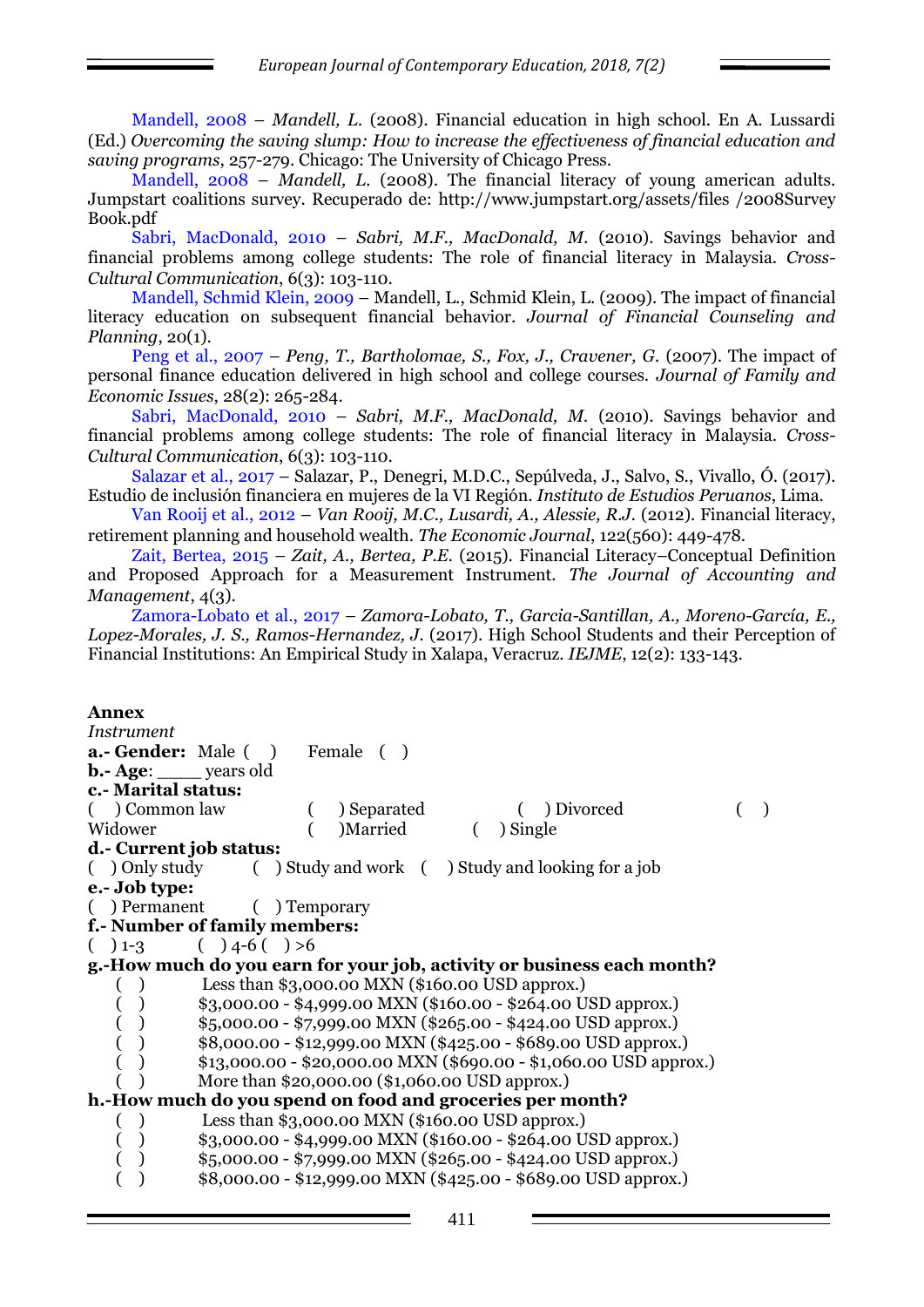Mandell, 2008 – *Mandell, L.* (2008). Financial education in high school. En A. Lussardi (Ed.) *Overcoming the saving slump: How to increase the effectiveness of financial education and saving programs*, 257-279. Chicago: The University of Chicago Press.

Mandell, 2008 – *Mandell, L.* (2008). The financial literacy of young american adults. Jumpstart coalitions survey. Recuperado de: http://www.jumpstart.org/assets/files /2008Survey Book.pdf

Sabri, MacDonald, 2010 – *Sabri, M.F., MacDonald, M.* (2010). Savings behavior and financial problems among college students: The role of financial literacy in Malaysia. *Cross-Cultural Communication*, 6(3): 103-110.

Mandell, Schmid Klein, 2009 – Mandell, L., Schmid Klein, L. (2009). The impact of financial literacy education on subsequent financial behavior. *Journal of Financial Counseling and Planning*, 20(1).

Peng et al., 2007 – *Peng, T., Bartholomae, S., Fox, J., Cravener, G.* (2007). The impact of personal finance education delivered in high school and college courses. *Journal of Family and Economic Issues*, 28(2): 265-284.

Sabri, MacDonald, 2010 – *Sabri, M.F., MacDonald, M.* (2010). Savings behavior and financial problems among college students: The role of financial literacy in Malaysia. *Cross-Cultural Communication*, 6(3): 103-110.

Salazar et al., 2017 – Salazar, P., Denegri, M.D.C., Sepúlveda, J., Salvo, S., Vivallo, Ó. (2017). Estudio de inclusión financiera en mujeres de la VI Región. *Instituto de Estudios Peruanos*, Lima.

Van Rooij et al., 2012 – *Van Rooij, M.C., Lusardi, A., Alessie, R.J.* (2012). Financial literacy, retirement planning and household wealth. *The Economic Journal*, 122(560): 449-478.

Zait, Bertea, 2015 – *Zait, A., Bertea, P.E.* (2015). Financial Literacy–Conceptual Definition and Proposed Approach for a Measurement Instrument. *The Journal of Accounting and Management*, 4(3).

Zamora-Lobato et al., 2017 – *Zamora-Lobato, T., Garcia-Santillan, A., Moreno-García, E., Lopez-Morales, J. S., Ramos-Hernandez, J.* (2017). High School Students and their Perception of Financial Institutions: An Empirical Study in Xalapa, Veracruz. *IEJME*, 12(2): 133-143.

**Annex**

*Instrument*

**a.- Gender:** Male ( ) Female ( )

**b.- Age**: ____ years old

**c.- Marital status:**

( ) Common law ( ) Separated ( ) Divorced ( ) Widower ( )Married ( ) Single

**d.- Current job status:**

( ) Only study ( ) Study and work ( ) Study and looking for a job

**e.- Job type:**

( ) Permanent ( ) Temporary

**f.- Number of family members:**

( ) 1-3 ( ) 4-6 ( ) >6

**g.-How much do you earn for your job, activity or business each month?**

( ) Less than $3,000.00 MXN ($160.00 USD approx.)
( ) $3,000.00 - $4,999.00 MXN ($160.00 - $264.00 USD approx.)
( ) $5,000.00 - $7,999.00 MXN ($265.00 - $424.00 USD approx.)
( ) $8,000.00 - $12,999.00 MXN ($425.00 - $689.00 USD approx.)
( ) $13,000.00 - $20,000.00 MXN ($690.00 - $1,060.00 USD approx.)
( ) More than $20,000.00 ($1,060.00 USD approx.)

**h.-How much do you spend on food and groceries per month?**

( ) Less than $3,000.00 MXN ($160.00 USD approx.)
( ) $3,000.00 - $4,999.00 MXN ($160.00 - $264.00 USD approx.)
( ) $5,000.00 - $7,999.00 MXN ($265.00 - $424.00 USD approx.)
( ) $8,000.00 - $12,999.00 MXN ($425.00 - $689.00 USD approx.)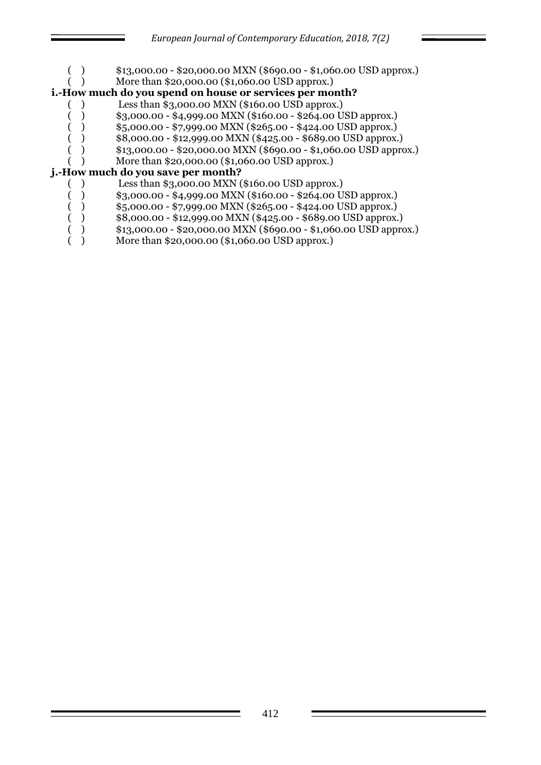( ) $13,000.00 - $20,000.00 MXN ($690.00 - $1,060.00 USD approx.)
( ) More than $20,000.00 ($1,060.00 USD approx.)

**i.-How much do you spend on house or services per month?**

( ) Less than $3,000.00 MXN ($160.00 USD approx.)
( ) $3,000.00 - $4,999.00 MXN ($160.00 - $264.00 USD approx.)
( ) $5,000.00 - $7,999.00 MXN ($265.00 - $424.00 USD approx.)
( ) $8,000.00 - $12,999.00 MXN ($425.00 - $689.00 USD approx.)
( ) $13,000.00 - $20,000.00 MXN ($690.00 - $1,060.00 USD approx.)
( ) More than $20,000.00 ($1,060.00 USD approx.)

**j.-How much do you save per month?**

( ) Less than $3,000.00 MXN ($160.00 USD approx.)
( ) $3,000.00 - $4,999.00 MXN ($160.00 - $264.00 USD approx.)
( ) $5,000.00 - $7,999.00 MXN ($265.00 - $424.00 USD approx.)
( ) $8,000.00 - $12,999.00 MXN ($425.00 - $689.00 USD approx.)
( ) $13,000.00 - $20,000.00 MXN ($690.00 - $1,060.00 USD approx.)
( ) More than $20,000.00 ($1,060.00 USD approx.)